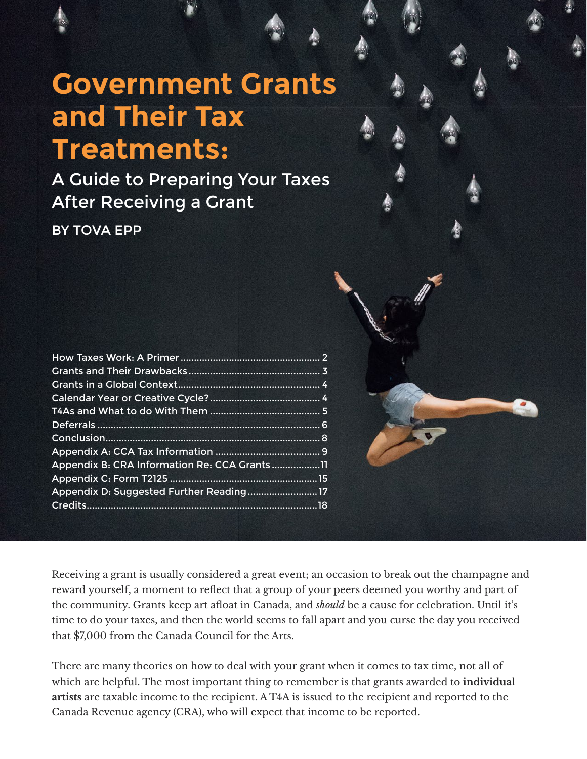# Government Grants and Their Tax Treatments:

## A Guide to Preparing Your Taxes After Receiving a Grant

BY TOVA EPP

| | |
|---|---|
| How Taxes Work: A Primer | 2 |
| Grants and Their Drawbacks | 3 |
| Grants in a Global Context | 4 |
| Calendar Year or Creative Cycle? | 4 |
| T4As and What to do With Them | 5 |
| Deferrals | 6 |
| Conclusion | 8 |
| Appendix A: CCA Tax Information | 9 |
| Appendix B: CRA Information Re: CCA Grants | 11 |
| Appendix C: Form T2125 | 15 |
| Appendix D: Suggested Further Reading | 17 |
| Credits | 18 |

Receiving a grant is usually considered a great event; an occasion to break out the champagne and reward yourself, a moment to reflect that a group of your peers deemed you worthy and part of the community. Grants keep art afloat in Canada, and *should* be a cause for celebration. Until it's time to do your taxes, and then the world seems to fall apart and you curse the day you received that $7,000 from the Canada Council for the Arts.

There are many theories on how to deal with your grant when it comes to tax time, not all of which are helpful. The most important thing to remember is that grants awarded to **individual artists** are taxable income to the recipient. A T4A is issued to the recipient and reported to the Canada Revenue agency (CRA), who will expect that income to be reported.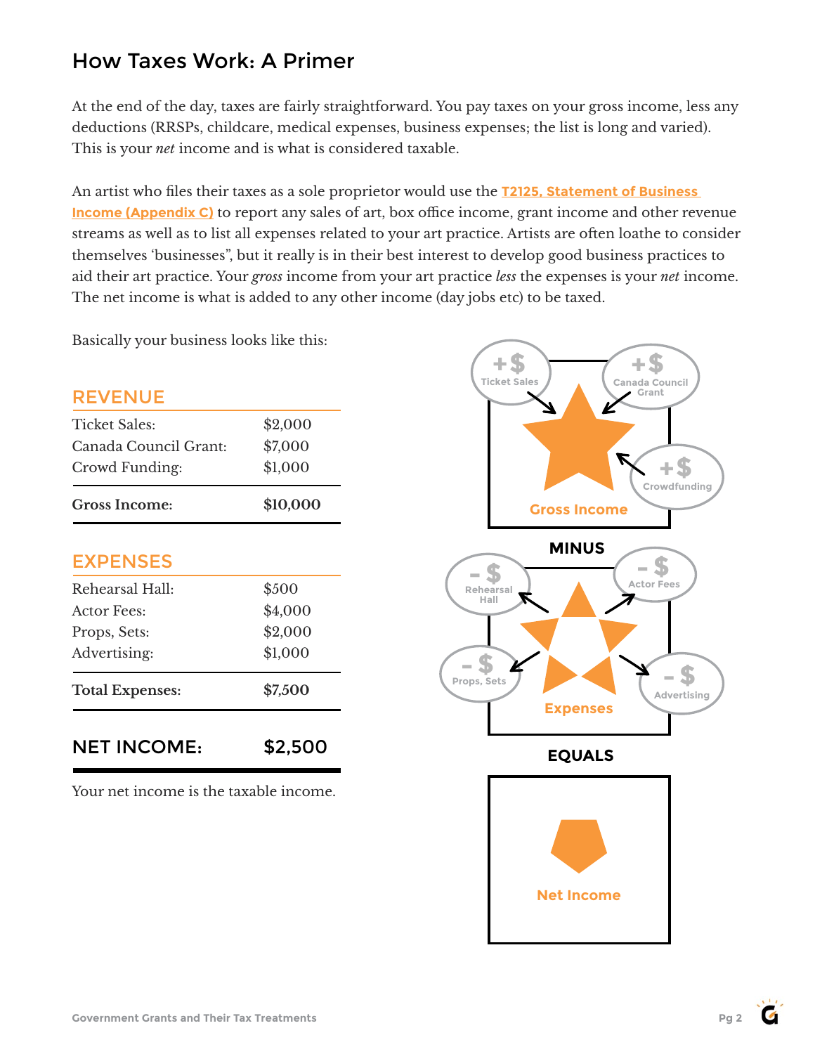## How Taxes Work: A Primer

At the end of the day, taxes are fairly straightforward. You pay taxes on your gross income, less any deductions (RRSPs, childcare, medical expenses, business expenses; the list is long and varied). This is your *net* income and is what is considered taxable.

An artist who files their taxes as a sole proprietor would use the **T2125, Statement of Business Income (Appendix C)** to report any sales of art, box office income, grant income and other revenue streams as well as to list all expenses related to your art practice. Artists are often loathe to consider themselves 'businesses", but it really is in their best interest to develop good business practices to aid their art practice. Your *gross* income from your art practice *less* the expenses is your *net* income. The net income is what is added to any other income (day jobs etc) to be taxed.

Basically your business looks like this:

### REVENUE

| | |
|---|---|
| Ticket Sales: | $2,000 |
| Canada Council Grant: | $7,000 |
| Crowd Funding: | $1,000 |
| **Gross Income:** | **$10,000** |

### EXPENSES

| | |
|---|---|
| Rehearsal Hall: | $500 |
| Actor Fees: | $4,000 |
| Props, Sets: | $2,000 |
| Advertising: | $1,000 |
| **Total Expenses:** | **$7,500** |

| | |
|---|---|
| **NET INCOME:** | **$2,500** |

Your net income is the taxable income.

+$ Ticket Sales, +$ Canada Council Grant, +$ Crowdfunding → Gross Income

MINUS

-$ Rehearsal Hall, -$ Actor Fees, -$ Props, Sets, -$ Advertising → Expenses

EQUALS

Net Income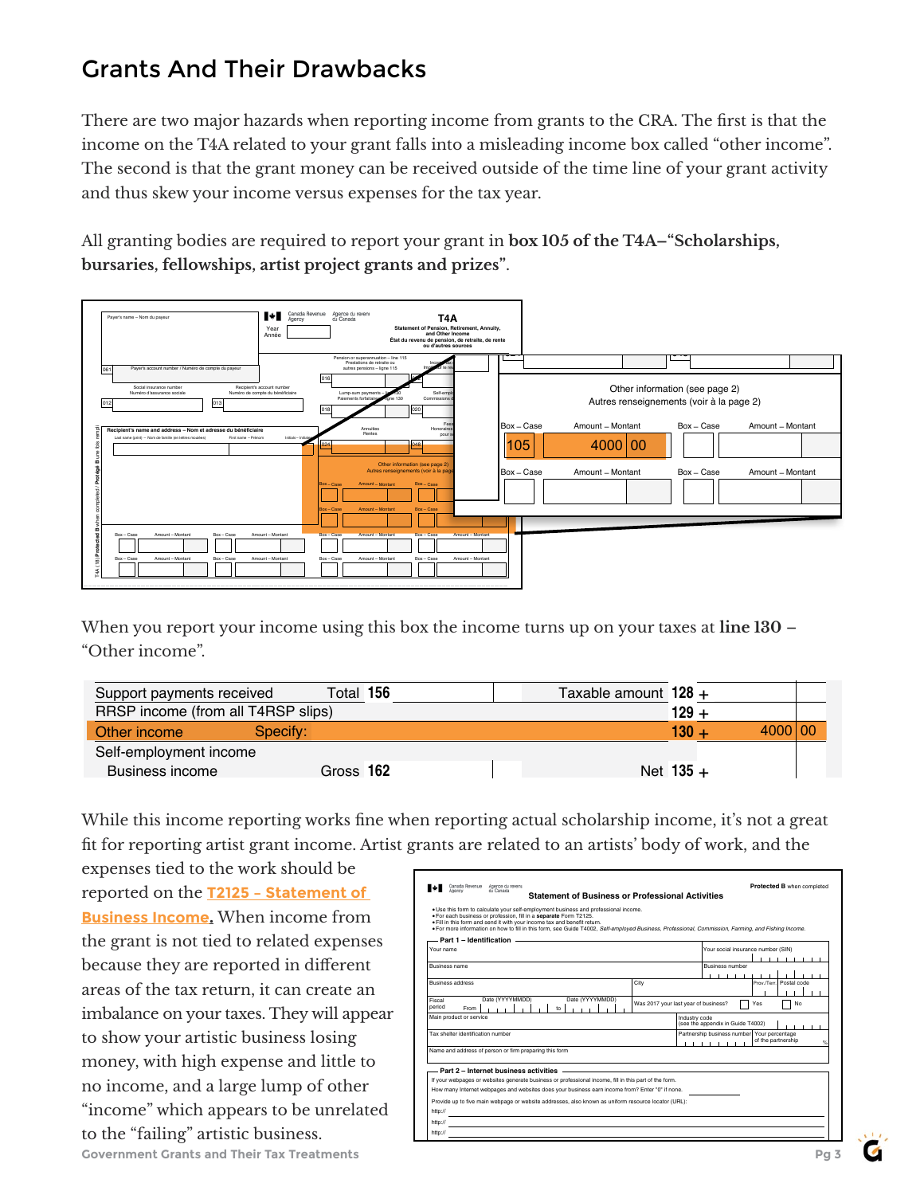## Grants And Their Drawbacks

There are two major hazards when reporting income from grants to the CRA. The first is that the income on the T4A related to your grant falls into a misleading income box called "other income". The second is that the grant money can be received outside of the time line of your grant activity and thus skew your income versus expenses for the tax year.

All granting bodies are required to report your grant in **box 105 of the T4A–"Scholarships, bursaries, fellowships, artist project grants and prizes"**.

| Box – Case | Amount – Montant | Box – Case | Amount – Montant |
|---|---|---|---|
| 105 | 4000 00 | | |
| | | | |

When you report your income using this box the income turns up on your taxes at **line 130** – "Other income".

| | | | |
|---|---|---|---|
| Support payments received | Total 156 | Taxable amount 128 + | |
| RRSP income (from all T4RSP slips) | | 129 + | |
| Other income | Specify: | 130 + | 4000 00 |
| Self-employment income | | | |
| Business income | Gross 162 | Net 135 + | |

While this income reporting works fine when reporting actual scholarship income, it's not a great fit for reporting artist grant income. Artist grants are related to an artists' body of work, and the expenses tied to the work should be reported on the **T2125 – Statement of Business Income**. When income from the grant is not tied to related expenses because they are reported in different areas of the tax return, it can create an imbalance on your taxes. They will appear to show your artistic business losing money, with high expense and little to no income, and a large lump of other "income" which appears to be unrelated to the "failing" artistic business.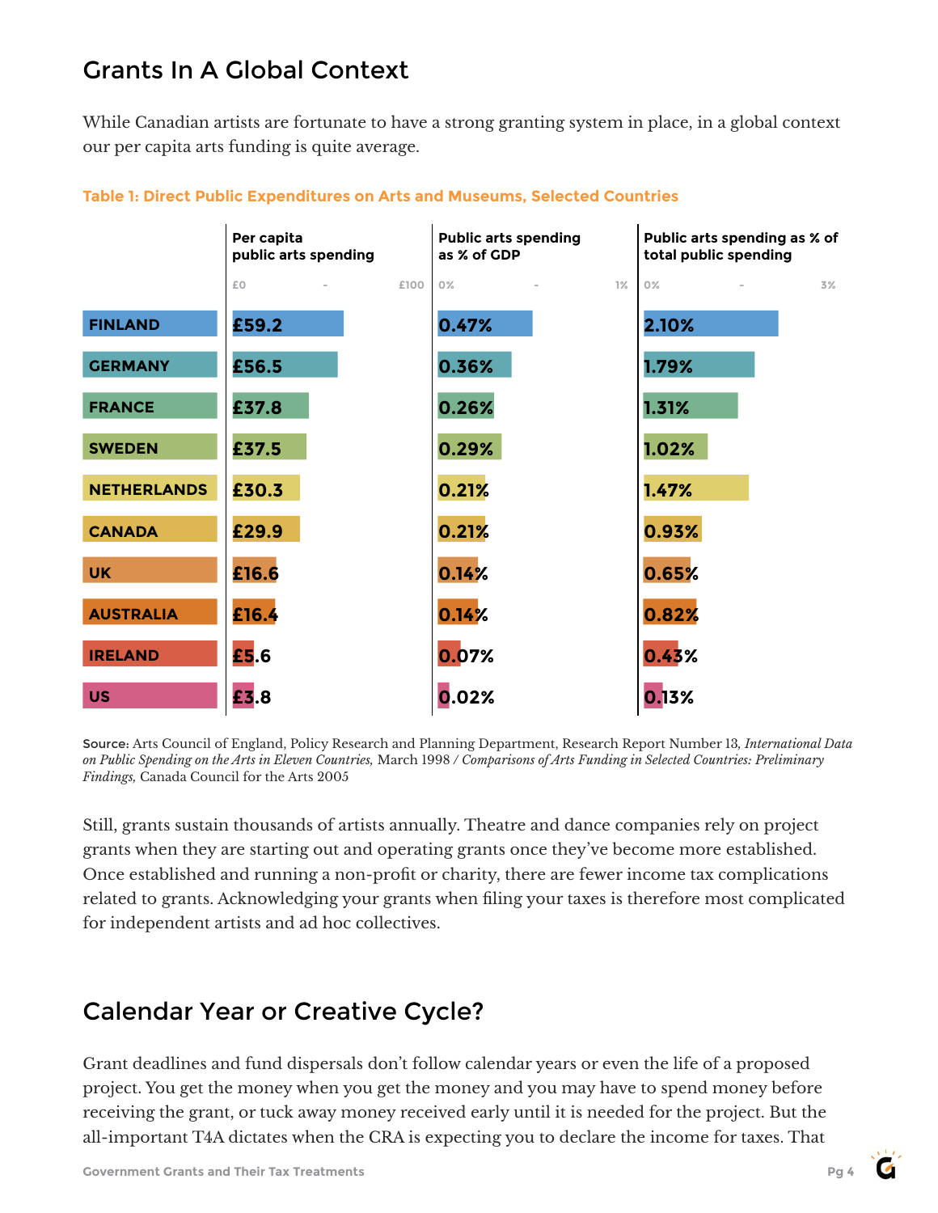## Grants In A Global Context

While Canadian artists are fortunate to have a strong granting system in place, in a global context our per capita arts funding is quite average.

**Table 1: Direct Public Expenditures on Arts and Museums, Selected Countries**

| | Per capita public arts spending | Public arts spending as % of GDP | Public arts spending as % of total public spending |
|---|---|---|---|
| FINLAND | £59.2 | 0.47% | 2.10% |
| GERMANY | £56.5 | 0.36% | 1.79% |
| FRANCE | £37.8 | 0.26% | 1.31% |
| SWEDEN | £37.5 | 0.29% | 1.02% |
| NETHERLANDS | £30.3 | 0.21% | 1.47% |
| CANADA | £29.9 | 0.21% | 0.93% |
| UK | £16.6 | 0.14% | 0.65% |
| AUSTRALIA | £16.4 | 0.14% | 0.82% |
| IRELAND | £5.6 | 0.07% | 0.43% |
| US | £3.8 | 0.02% | 0.13% |

**Source:** Arts Council of England, Policy Research and Planning Department, Research Report Number 13, *International Data on Public Spending on the Arts in Eleven Countries,* March 1998 / *Comparisons of Arts Funding in Selected Countries: Preliminary Findings,* Canada Council for the Arts 2005

Still, grants sustain thousands of artists annually. Theatre and dance companies rely on project grants when they are starting out and operating grants once they've become more established. Once established and running a non-profit or charity, there are fewer income tax complications related to grants. Acknowledging your grants when filing your taxes is therefore most complicated for independent artists and ad hoc collectives.

## Calendar Year or Creative Cycle?

Grant deadlines and fund dispersals don't follow calendar years or even the life of a proposed project. You get the money when you get the money and you may have to spend money before receiving the grant, or tuck away money received early until it is needed for the project. But the all-important T4A dictates when the CRA is expecting you to declare the income for taxes. That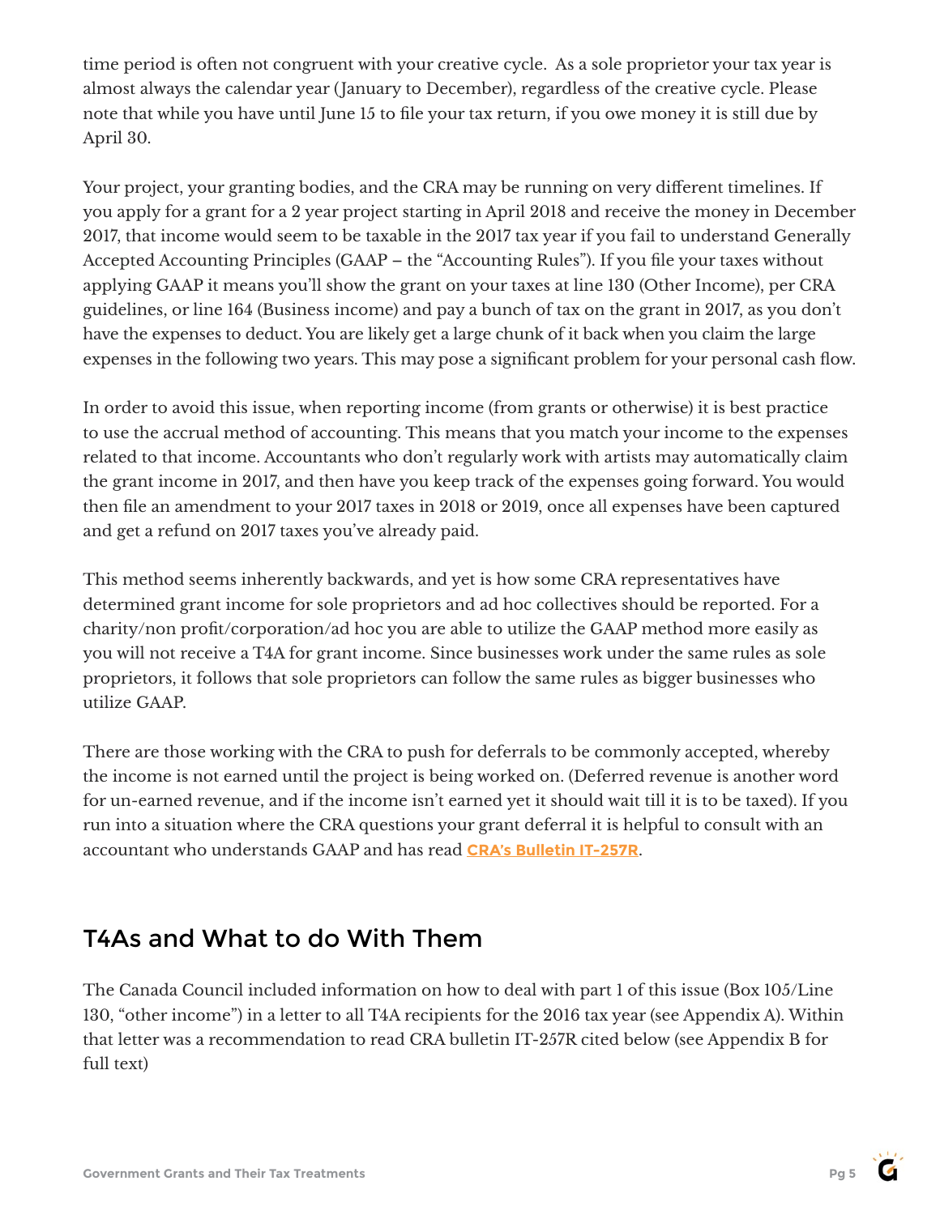time period is often not congruent with your creative cycle. As a sole proprietor your tax year is almost always the calendar year (January to December), regardless of the creative cycle. Please note that while you have until June 15 to file your tax return, if you owe money it is still due by April 30.

Your project, your granting bodies, and the CRA may be running on very different timelines. If you apply for a grant for a 2 year project starting in April 2018 and receive the money in December 2017, that income would seem to be taxable in the 2017 tax year if you fail to understand Generally Accepted Accounting Principles (GAAP – the "Accounting Rules"). If you file your taxes without applying GAAP it means you'll show the grant on your taxes at line 130 (Other Income), per CRA guidelines, or line 164 (Business income) and pay a bunch of tax on the grant in 2017, as you don't have the expenses to deduct. You are likely get a large chunk of it back when you claim the large expenses in the following two years. This may pose a significant problem for your personal cash flow.

In order to avoid this issue, when reporting income (from grants or otherwise) it is best practice to use the accrual method of accounting. This means that you match your income to the expenses related to that income. Accountants who don't regularly work with artists may automatically claim the grant income in 2017, and then have you keep track of the expenses going forward. You would then file an amendment to your 2017 taxes in 2018 or 2019, once all expenses have been captured and get a refund on 2017 taxes you've already paid.

This method seems inherently backwards, and yet is how some CRA representatives have determined grant income for sole proprietors and ad hoc collectives should be reported. For a charity/non profit/corporation/ad hoc you are able to utilize the GAAP method more easily as you will not receive a T4A for grant income. Since businesses work under the same rules as sole proprietors, it follows that sole proprietors can follow the same rules as bigger businesses who utilize GAAP.

There are those working with the CRA to push for deferrals to be commonly accepted, whereby the income is not earned until the project is being worked on. (Deferred revenue is another word for un-earned revenue, and if the income isn't earned yet it should wait till it is to be taxed). If you run into a situation where the CRA questions your grant deferral it is helpful to consult with an accountant who understands GAAP and has read **CRA's Bulletin IT-257R**.

## T4As and What to do With Them

The Canada Council included information on how to deal with part 1 of this issue (Box 105/Line 130, "other income") in a letter to all T4A recipients for the 2016 tax year (see Appendix A). Within that letter was a recommendation to read CRA bulletin IT-257R cited below (see Appendix B for full text)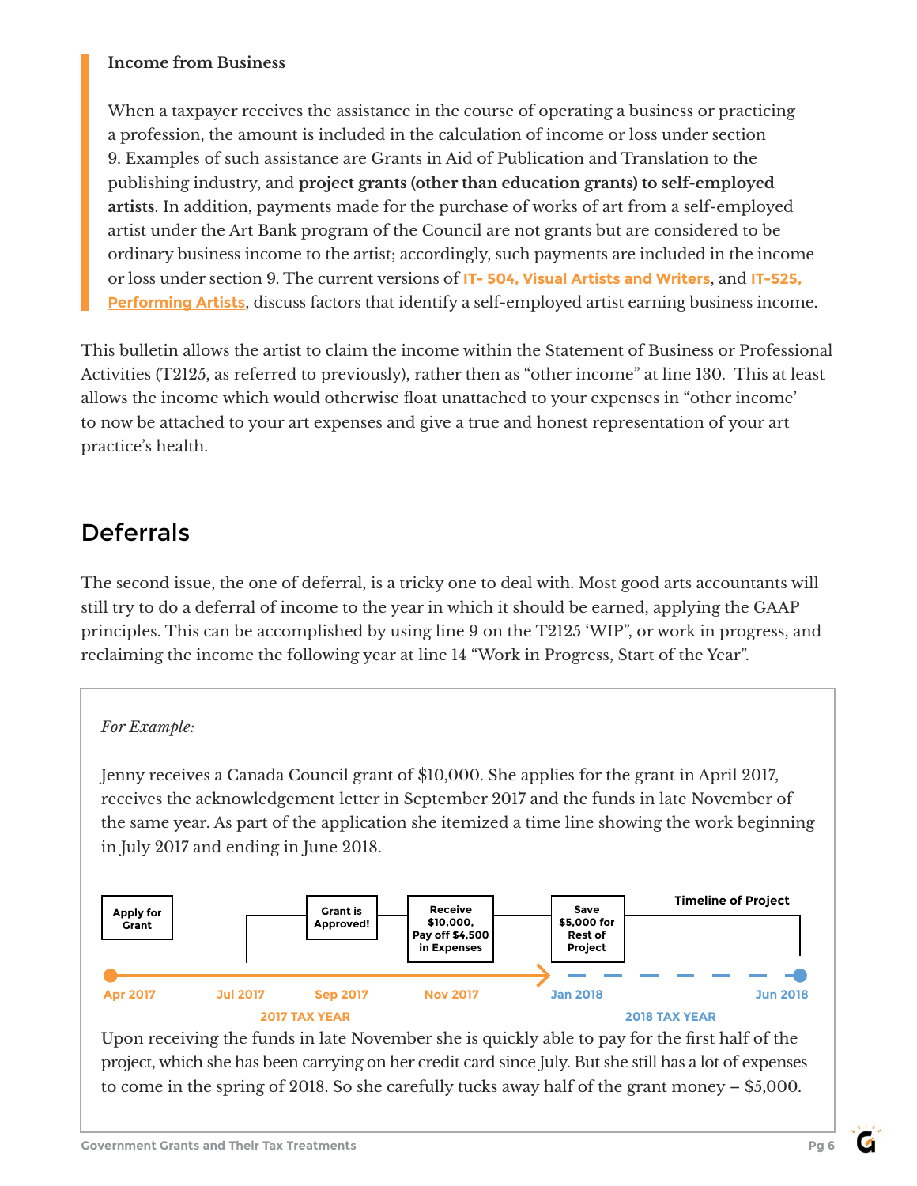> **Income from Business**
>
> When a taxpayer receives the assistance in the course of operating a business or practicing a profession, the amount is included in the calculation of income or loss under section 9. Examples of such assistance are Grants in Aid of Publication and Translation to the publishing industry, and **project grants (other than education grants) to self-employed artists**. In addition, payments made for the purchase of works of art from a self-employed artist under the Art Bank program of the Council are not grants but are considered to be ordinary business income to the artist; accordingly, such payments are included in the income or loss under section 9. The current versions of IT- 504, Visual Artists and Writers, and IT-525, Performing Artists, discuss factors that identify a self-employed artist earning business income.

This bulletin allows the artist to claim the income within the Statement of Business or Professional Activities (T2125, as referred to previously), rather then as "other income" at line 130. This at least allows the income which would otherwise float unattached to your expenses in "other income' to now be attached to your art expenses and give a true and honest representation of your art practice's health.

## Deferrals

The second issue, the one of deferral, is a tricky one to deal with. Most good arts accountants will still try to do a deferral of income to the year in which it should be earned, applying the GAAP principles. This can be accomplished by using line 9 on the T2125 'WIP", or work in progress, and reclaiming the income the following year at line 14 "Work in Progress, Start of the Year".

*For Example:*

Jenny receives a Canada Council grant of $10,000. She applies for the grant in April 2017, receives the acknowledgement letter in September 2017 and the funds in late November of the same year. As part of the application she itemized a time line showing the work beginning in July 2017 and ending in June 2018.

Timeline of Project

- Apr 2017 – Apply for Grant
- Jul 2017
- Sep 2017 – Grant is Approved!
- Nov 2017 – Receive $10,000, Pay off $4,500 in Expenses
- Jan 2018 – Save $5,000 for Rest of Project
- Jun 2018

2017 TAX YEAR | 2018 TAX YEAR

Upon receiving the funds in late November she is quickly able to pay for the first half of the project, which she has been carrying on her credit card since July. But she still has a lot of expenses to come in the spring of 2018. So she carefully tucks away half of the grant money – $5,000.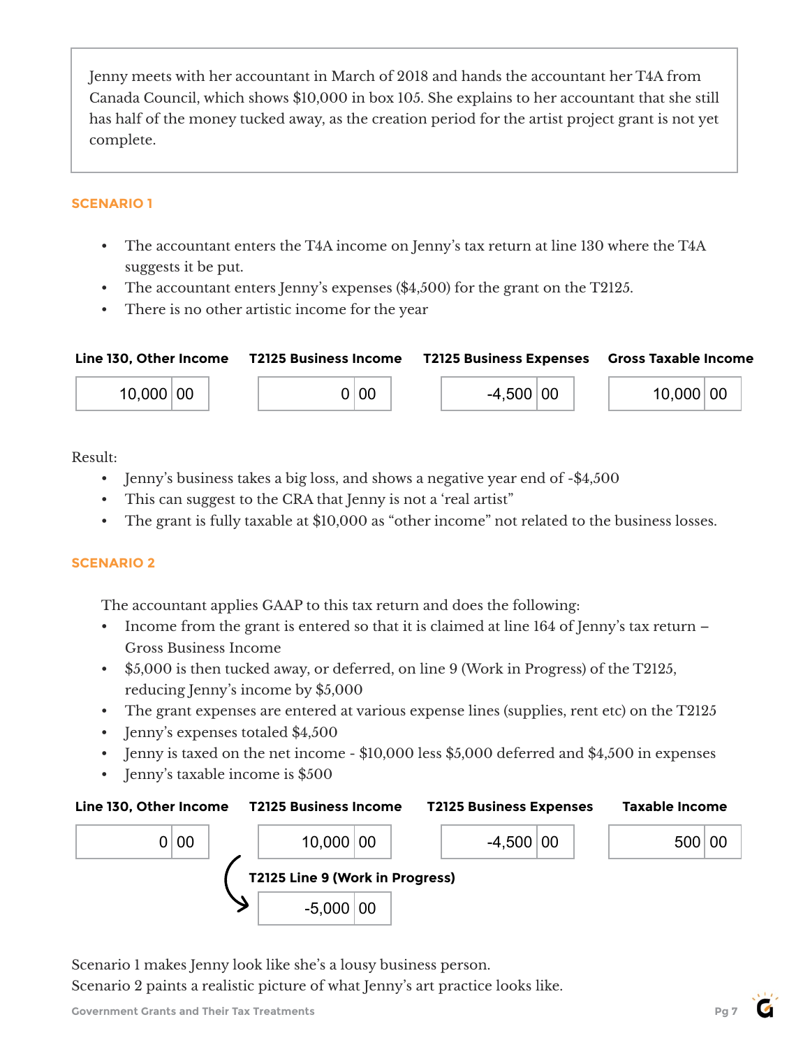Jenny meets with her accountant in March of 2018 and hands the accountant her T4A from Canada Council, which shows $10,000 in box 105. She explains to her accountant that she still has half of the money tucked away, as the creation period for the artist project grant is not yet complete.

## SCENARIO 1

- The accountant enters the T4A income on Jenny's tax return at line 130 where the T4A suggests it be put.
- The accountant enters Jenny's expenses ($4,500) for the grant on the T2125.
- There is no other artistic income for the year

| Line 130, Other Income | T2125 Business Income | T2125 Business Expenses | Gross Taxable Income |
|---|---|---|---|
| 10,000 00 | 0 00 | -4,500 00 | 10,000 00 |

Result:

- Jenny's business takes a big loss, and shows a negative year end of -$4,500
- This can suggest to the CRA that Jenny is not a 'real artist"
- The grant is fully taxable at $10,000 as "other income" not related to the business losses.

## SCENARIO 2

The accountant applies GAAP to this tax return and does the following:

- Income from the grant is entered so that it is claimed at line 164 of Jenny's tax return – Gross Business Income
- $5,000 is then tucked away, or deferred, on line 9 (Work in Progress) of the T2125, reducing Jenny's income by $5,000
- The grant expenses are entered at various expense lines (supplies, rent etc) on the T2125
- Jenny's expenses totaled $4,500
- Jenny is taxed on the net income - $10,000 less $5,000 deferred and $4,500 in expenses
- Jenny's taxable income is $500

| Line 130, Other Income | T2125 Business Income | T2125 Business Expenses | Taxable Income |
|---|---|---|---|
| 0 00 | 10,000 00 | -4,500 00 | 500 00 |
| | **T2125 Line 9 (Work in Progress)** | | |
| | -5,000 00 | | |

Scenario 1 makes Jenny look like she's a lousy business person.
Scenario 2 paints a realistic picture of what Jenny's art practice looks like.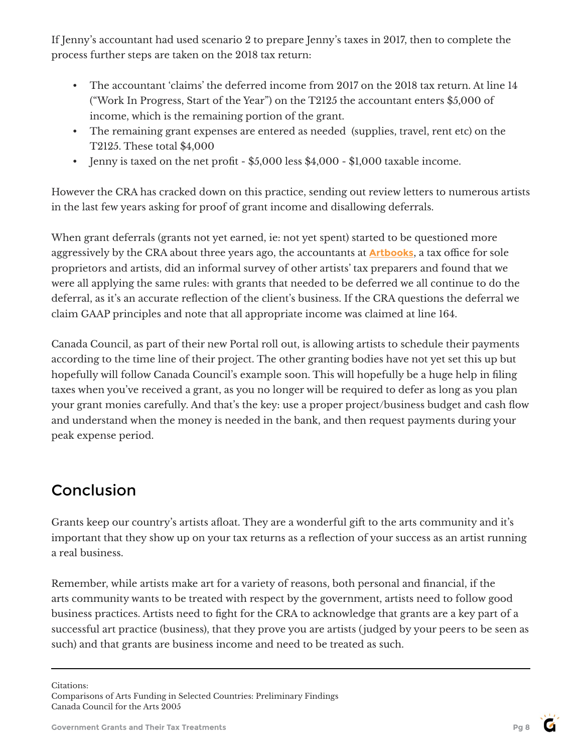If Jenny's accountant had used scenario 2 to prepare Jenny's taxes in 2017, then to complete the process further steps are taken on the 2018 tax return:

- The accountant 'claims' the deferred income from 2017 on the 2018 tax return. At line 14 ("Work In Progress, Start of the Year") on the T2125 the accountant enters $5,000 of income, which is the remaining portion of the grant.
- The remaining grant expenses are entered as needed (supplies, travel, rent etc) on the T2125. These total $4,000
- Jenny is taxed on the net profit - $5,000 less $4,000 - $1,000 taxable income.

However the CRA has cracked down on this practice, sending out review letters to numerous artists in the last few years asking for proof of grant income and disallowing deferrals.

When grant deferrals (grants not yet earned, ie: not yet spent) started to be questioned more aggressively by the CRA about three years ago, the accountants at **Artbooks**, a tax office for sole proprietors and artists, did an informal survey of other artists' tax preparers and found that we were all applying the same rules: with grants that needed to be deferred we all continue to do the deferral, as it's an accurate reflection of the client's business. If the CRA questions the deferral we claim GAAP principles and note that all appropriate income was claimed at line 164.

Canada Council, as part of their new Portal roll out, is allowing artists to schedule their payments according to the time line of their project. The other granting bodies have not yet set this up but hopefully will follow Canada Council's example soon. This will hopefully be a huge help in filing taxes when you've received a grant, as you no longer will be required to defer as long as you plan your grant monies carefully. And that's the key: use a proper project/business budget and cash flow and understand when the money is needed in the bank, and then request payments during your peak expense period.

## Conclusion

Grants keep our country's artists afloat. They are a wonderful gift to the arts community and it's important that they show up on your tax returns as a reflection of your success as an artist running a real business.

Remember, while artists make art for a variety of reasons, both personal and financial, if the arts community wants to be treated with respect by the government, artists need to follow good business practices. Artists need to fight for the CRA to acknowledge that grants are a key part of a successful art practice (business), that they prove you are artists (judged by your peers to be seen as such) and that grants are business income and need to be treated as such.

---

Citations:
Comparisons of Arts Funding in Selected Countries: Preliminary Findings
Canada Council for the Arts 2005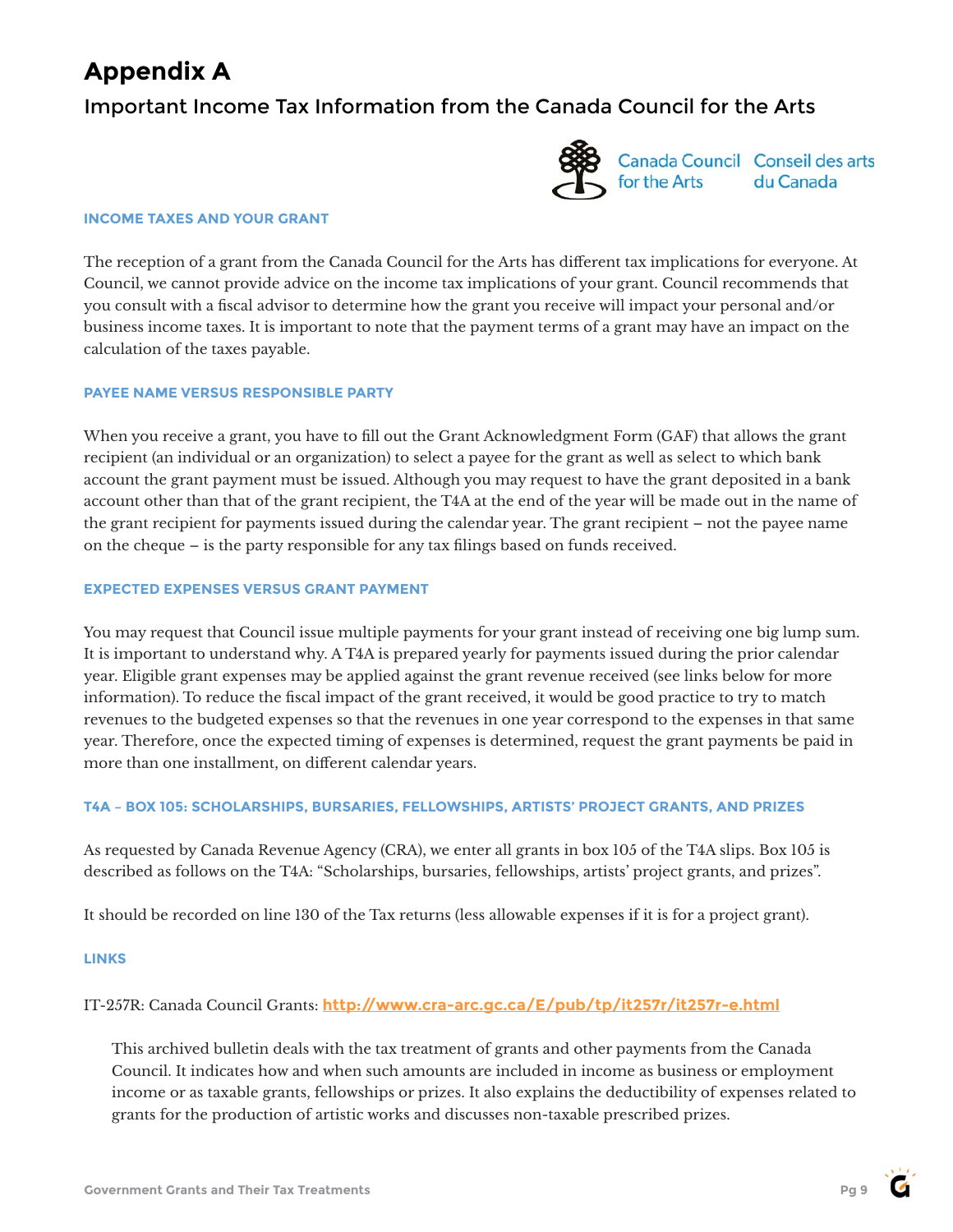# Appendix A

## Important Income Tax Information from the Canada Council for the Arts

Canada Council for the Arts Conseil des arts du Canada

### INCOME TAXES AND YOUR GRANT

The reception of a grant from the Canada Council for the Arts has different tax implications for everyone. At Council, we cannot provide advice on the income tax implications of your grant. Council recommends that you consult with a fiscal advisor to determine how the grant you receive will impact your personal and/or business income taxes. It is important to note that the payment terms of a grant may have an impact on the calculation of the taxes payable.

### PAYEE NAME VERSUS RESPONSIBLE PARTY

When you receive a grant, you have to fill out the Grant Acknowledgment Form (GAF) that allows the grant recipient (an individual or an organization) to select a payee for the grant as well as select to which bank account the grant payment must be issued. Although you may request to have the grant deposited in a bank account other than that of the grant recipient, the T4A at the end of the year will be made out in the name of the grant recipient for payments issued during the calendar year. The grant recipient – not the payee name on the cheque – is the party responsible for any tax filings based on funds received.

### EXPECTED EXPENSES VERSUS GRANT PAYMENT

You may request that Council issue multiple payments for your grant instead of receiving one big lump sum. It is important to understand why. A T4A is prepared yearly for payments issued during the prior calendar year. Eligible grant expenses may be applied against the grant revenue received (see links below for more information). To reduce the fiscal impact of the grant received, it would be good practice to try to match revenues to the budgeted expenses so that the revenues in one year correspond to the expenses in that same year. Therefore, once the expected timing of expenses is determined, request the grant payments be paid in more than one installment, on different calendar years.

### T4A – BOX 105: SCHOLARSHIPS, BURSARIES, FELLOWSHIPS, ARTISTS' PROJECT GRANTS, AND PRIZES

As requested by Canada Revenue Agency (CRA), we enter all grants in box 105 of the T4A slips. Box 105 is described as follows on the T4A: "Scholarships, bursaries, fellowships, artists' project grants, and prizes".

It should be recorded on line 130 of the Tax returns (less allowable expenses if it is for a project grant).

### LINKS

IT-257R: Canada Council Grants: **http://www.cra-arc.gc.ca/E/pub/tp/it257r/it257r-e.html**

> This archived bulletin deals with the tax treatment of grants and other payments from the Canada Council. It indicates how and when such amounts are included in income as business or employment income or as taxable grants, fellowships or prizes. It also explains the deductibility of expenses related to grants for the production of artistic works and discusses non-taxable prescribed prizes.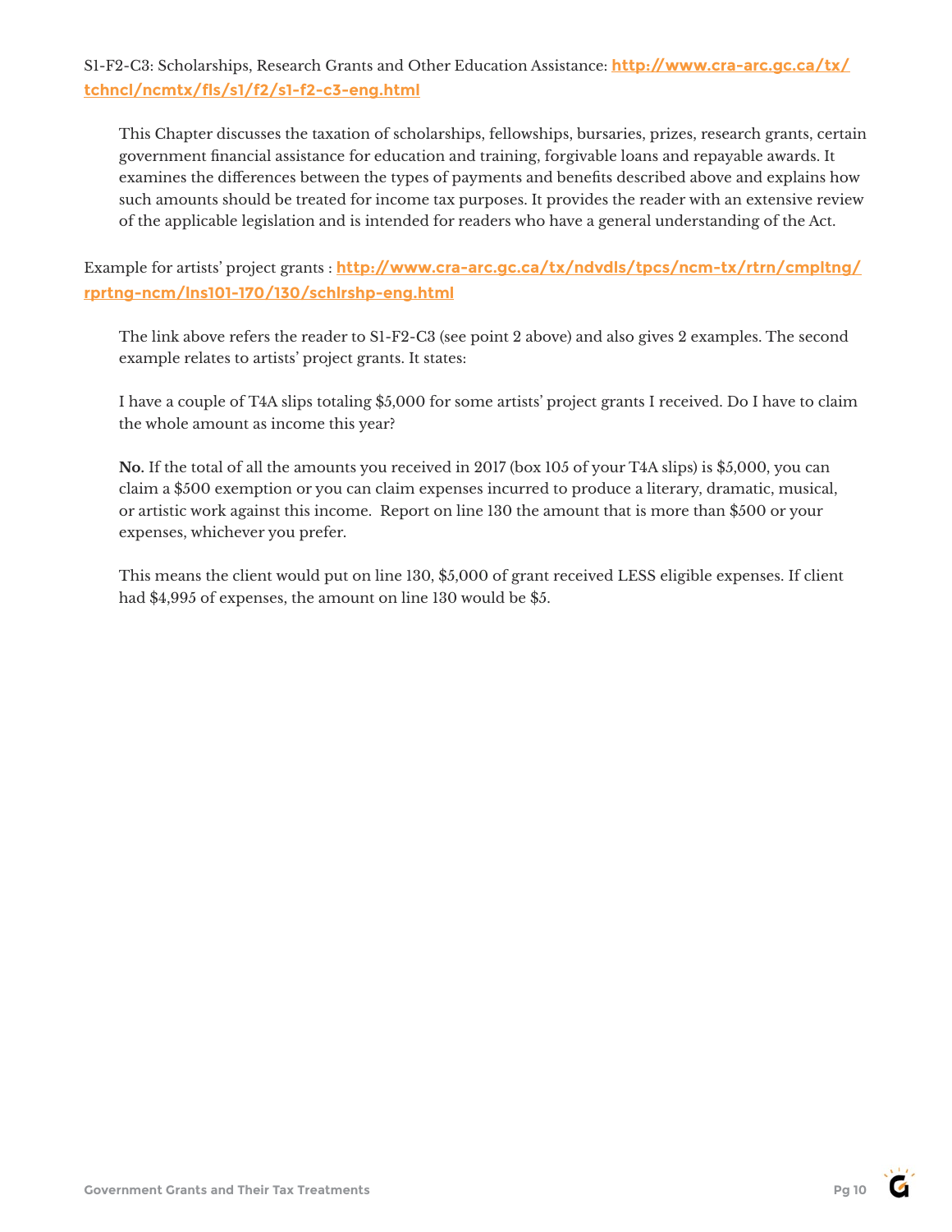S1-F2-C3: Scholarships, Research Grants and Other Education Assistance: **[http://www.cra-arc.gc.ca/tx/tchncl/ncmtx/fls/s1/f2/s1-f2-c3-eng.html](http://www.cra-arc.gc.ca/tx/tchncl/ncmtx/fls/s1/f2/s1-f2-c3-eng.html)**

> This Chapter discusses the taxation of scholarships, fellowships, bursaries, prizes, research grants, certain government financial assistance for education and training, forgivable loans and repayable awards. It examines the differences between the types of payments and benefits described above and explains how such amounts should be treated for income tax purposes. It provides the reader with an extensive review of the applicable legislation and is intended for readers who have a general understanding of the Act.

Example for artists' project grants : **[http://www.cra-arc.gc.ca/tx/ndvdls/tpcs/ncm-tx/rtrn/cmpltng/rprtng-ncm/lns101-170/130/schlrshp-eng.html](http://www.cra-arc.gc.ca/tx/ndvdls/tpcs/ncm-tx/rtrn/cmpltng/rprtng-ncm/lns101-170/130/schlrshp-eng.html)**

> The link above refers the reader to S1-F2-C3 (see point 2 above) and also gives 2 examples. The second example relates to artists' project grants. It states:
>
> I have a couple of T4A slips totaling $5,000 for some artists' project grants I received. Do I have to claim the whole amount as income this year?
>
> **No.** If the total of all the amounts you received in 2017 (box 105 of your T4A slips) is $5,000, you can claim a $500 exemption or you can claim expenses incurred to produce a literary, dramatic, musical, or artistic work against this income. Report on line 130 the amount that is more than $500 or your expenses, whichever you prefer.
>
> This means the client would put on line 130, $5,000 of grant received LESS eligible expenses. If client had $4,995 of expenses, the amount on line 130 would be $5.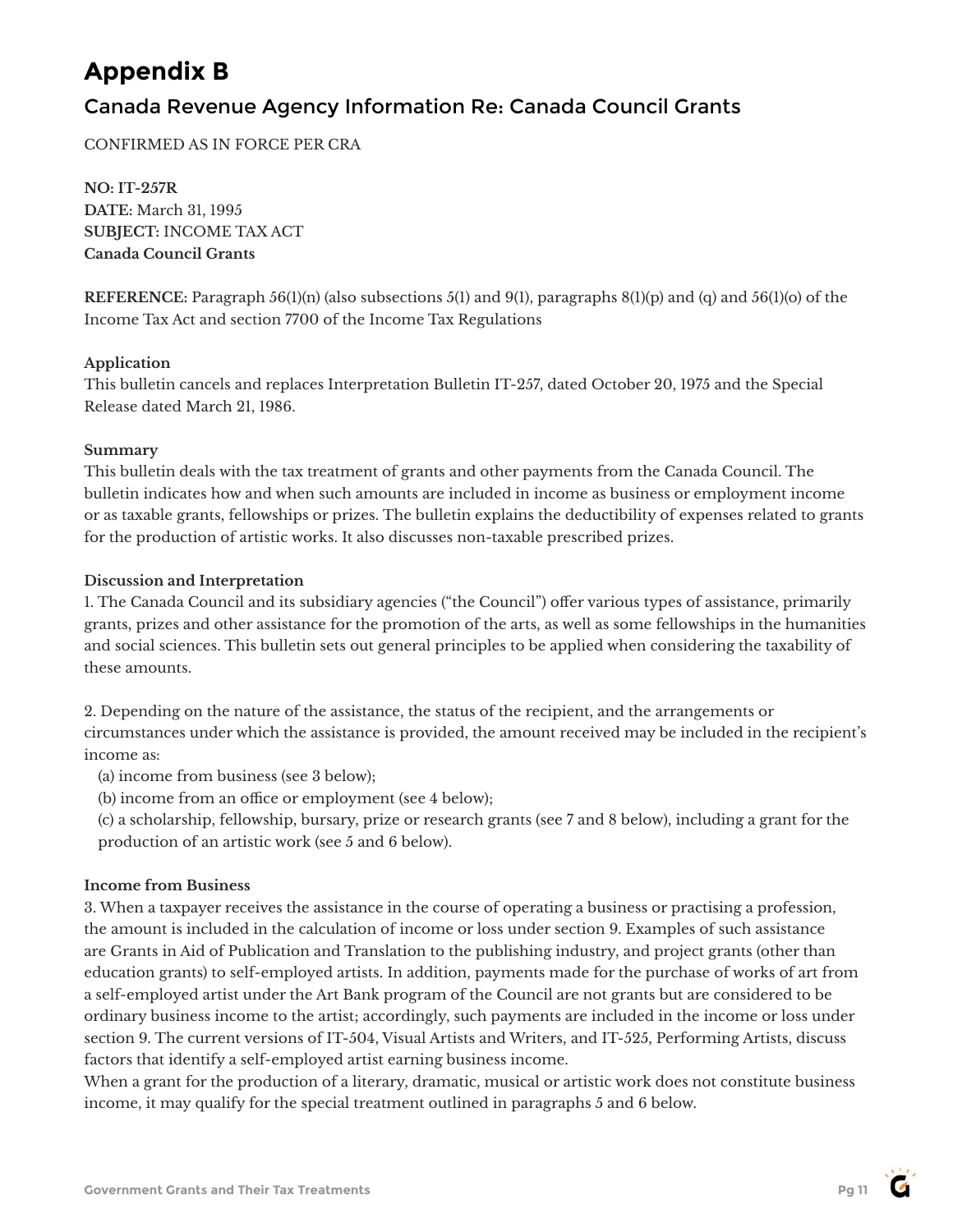# Appendix B

## Canada Revenue Agency Information Re: Canada Council Grants

CONFIRMED AS IN FORCE PER CRA

**NO: IT-257R**
**DATE:** March 31, 1995
**SUBJECT:** INCOME TAX ACT
**Canada Council Grants**

**REFERENCE:** Paragraph 56(1)(n) (also subsections 5(1) and 9(1), paragraphs 8(1)(p) and (q) and 56(1)(o) of the Income Tax Act and section 7700 of the Income Tax Regulations

**Application**
This bulletin cancels and replaces Interpretation Bulletin IT-257, dated October 20, 1975 and the Special Release dated March 21, 1986.

**Summary**
This bulletin deals with the tax treatment of grants and other payments from the Canada Council. The bulletin indicates how and when such amounts are included in income as business or employment income or as taxable grants, fellowships or prizes. The bulletin explains the deductibility of expenses related to grants for the production of artistic works. It also discusses non-taxable prescribed prizes.

**Discussion and Interpretation**
1. The Canada Council and its subsidiary agencies ("the Council") offer various types of assistance, primarily grants, prizes and other assistance for the promotion of the arts, as well as some fellowships in the humanities and social sciences. This bulletin sets out general principles to be applied when considering the taxability of these amounts.

2. Depending on the nature of the assistance, the status of the recipient, and the arrangements or circumstances under which the assistance is provided, the amount received may be included in the recipient's income as:

(a) income from business (see 3 below);
(b) income from an office or employment (see 4 below);
(c) a scholarship, fellowship, bursary, prize or research grants (see 7 and 8 below), including a grant for the production of an artistic work (see 5 and 6 below).

**Income from Business**
3. When a taxpayer receives the assistance in the course of operating a business or practising a profession, the amount is included in the calculation of income or loss under section 9. Examples of such assistance are Grants in Aid of Publication and Translation to the publishing industry, and project grants (other than education grants) to self-employed artists. In addition, payments made for the purchase of works of art from a self-employed artist under the Art Bank program of the Council are not grants but are considered to be ordinary business income to the artist; accordingly, such payments are included in the income or loss under section 9. The current versions of IT-504, Visual Artists and Writers, and IT-525, Performing Artists, discuss factors that identify a self-employed artist earning business income.
When a grant for the production of a literary, dramatic, musical or artistic work does not constitute business income, it may qualify for the special treatment outlined in paragraphs 5 and 6 below.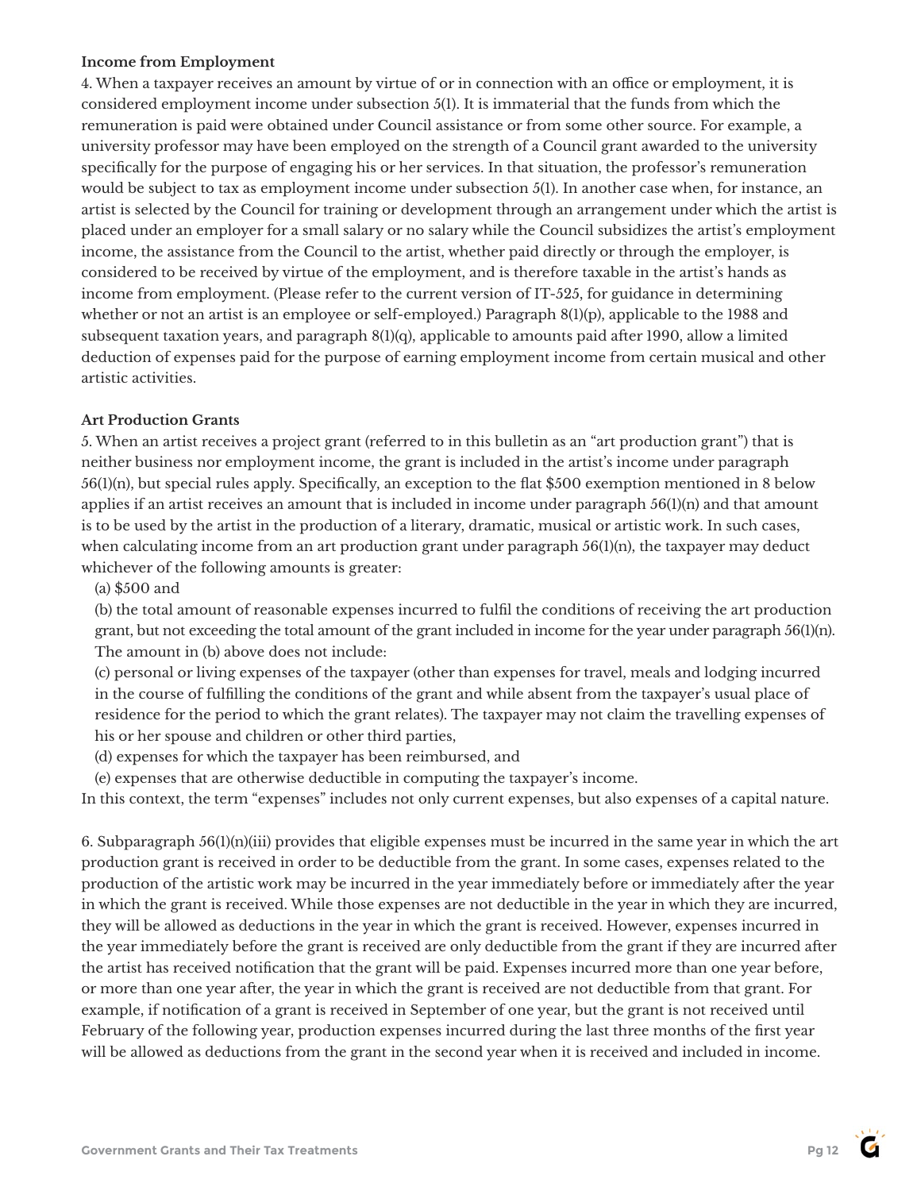**Income from Employment**

4. When a taxpayer receives an amount by virtue of or in connection with an office or employment, it is considered employment income under subsection 5(1). It is immaterial that the funds from which the remuneration is paid were obtained under Council assistance or from some other source. For example, a university professor may have been employed on the strength of a Council grant awarded to the university specifically for the purpose of engaging his or her services. In that situation, the professor's remuneration would be subject to tax as employment income under subsection 5(1). In another case when, for instance, an artist is selected by the Council for training or development through an arrangement under which the artist is placed under an employer for a small salary or no salary while the Council subsidizes the artist's employment income, the assistance from the Council to the artist, whether paid directly or through the employer, is considered to be received by virtue of the employment, and is therefore taxable in the artist's hands as income from employment. (Please refer to the current version of IT-525, for guidance in determining whether or not an artist is an employee or self-employed.) Paragraph 8(1)(p), applicable to the 1988 and subsequent taxation years, and paragraph 8(1)(q), applicable to amounts paid after 1990, allow a limited deduction of expenses paid for the purpose of earning employment income from certain musical and other artistic activities.

**Art Production Grants**

5. When an artist receives a project grant (referred to in this bulletin as an "art production grant") that is neither business nor employment income, the grant is included in the artist's income under paragraph 56(1)(n), but special rules apply. Specifically, an exception to the flat $500 exemption mentioned in 8 below applies if an artist receives an amount that is included in income under paragraph 56(1)(n) and that amount is to be used by the artist in the production of a literary, dramatic, musical or artistic work. In such cases, when calculating income from an art production grant under paragraph 56(1)(n), the taxpayer may deduct whichever of the following amounts is greater:

(a) $500 and

(b) the total amount of reasonable expenses incurred to fulfil the conditions of receiving the art production grant, but not exceeding the total amount of the grant included in income for the year under paragraph 56(1)(n). The amount in (b) above does not include:

(c) personal or living expenses of the taxpayer (other than expenses for travel, meals and lodging incurred in the course of fulfilling the conditions of the grant and while absent from the taxpayer's usual place of residence for the period to which the grant relates). The taxpayer may not claim the travelling expenses of his or her spouse and children or other third parties,

(d) expenses for which the taxpayer has been reimbursed, and

(e) expenses that are otherwise deductible in computing the taxpayer's income.

In this context, the term "expenses" includes not only current expenses, but also expenses of a capital nature.

6. Subparagraph 56(1)(n)(iii) provides that eligible expenses must be incurred in the same year in which the art production grant is received in order to be deductible from the grant. In some cases, expenses related to the production of the artistic work may be incurred in the year immediately before or immediately after the year in which the grant is received. While those expenses are not deductible in the year in which they are incurred, they will be allowed as deductions in the year in which the grant is received. However, expenses incurred in the year immediately before the grant is received are only deductible from the grant if they are incurred after the artist has received notification that the grant will be paid. Expenses incurred more than one year before, or more than one year after, the year in which the grant is received are not deductible from that grant. For example, if notification of a grant is received in September of one year, but the grant is not received until February of the following year, production expenses incurred during the last three months of the first year will be allowed as deductions from the grant in the second year when it is received and included in income.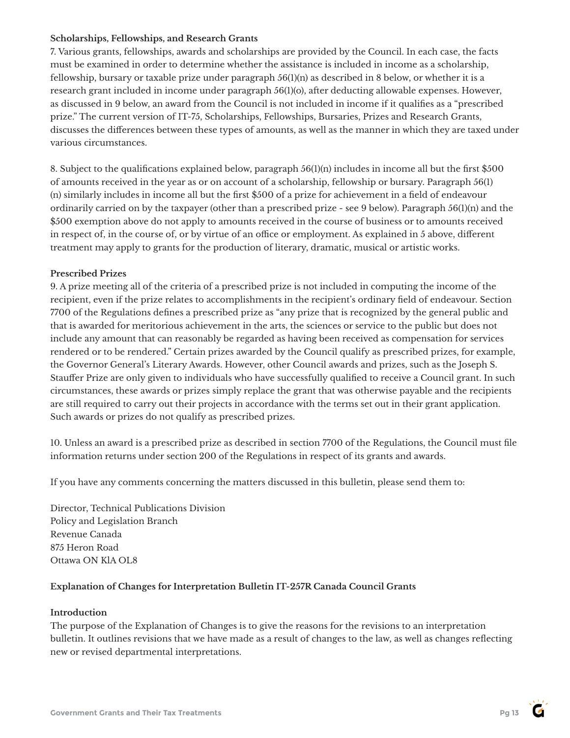**Scholarships, Fellowships, and Research Grants**

7. Various grants, fellowships, awards and scholarships are provided by the Council. In each case, the facts must be examined in order to determine whether the assistance is included in income as a scholarship, fellowship, bursary or taxable prize under paragraph 56(1)(n) as described in 8 below, or whether it is a research grant included in income under paragraph 56(1)(o), after deducting allowable expenses. However, as discussed in 9 below, an award from the Council is not included in income if it qualifies as a "prescribed prize." The current version of IT-75, Scholarships, Fellowships, Bursaries, Prizes and Research Grants, discusses the differences between these types of amounts, as well as the manner in which they are taxed under various circumstances.

8. Subject to the qualifications explained below, paragraph 56(1)(n) includes in income all but the first $500 of amounts received in the year as or on account of a scholarship, fellowship or bursary. Paragraph 56(1)(n) similarly includes in income all but the first $500 of a prize for achievement in a field of endeavour ordinarily carried on by the taxpayer (other than a prescribed prize - see 9 below). Paragraph 56(1)(n) and the $500 exemption above do not apply to amounts received in the course of business or to amounts received in respect of, in the course of, or by virtue of an office or employment. As explained in 5 above, different treatment may apply to grants for the production of literary, dramatic, musical or artistic works.

**Prescribed Prizes**

9. A prize meeting all of the criteria of a prescribed prize is not included in computing the income of the recipient, even if the prize relates to accomplishments in the recipient's ordinary field of endeavour. Section 7700 of the Regulations defines a prescribed prize as "any prize that is recognized by the general public and that is awarded for meritorious achievement in the arts, the sciences or service to the public but does not include any amount that can reasonably be regarded as having been received as compensation for services rendered or to be rendered." Certain prizes awarded by the Council qualify as prescribed prizes, for example, the Governor General's Literary Awards. However, other Council awards and prizes, such as the Joseph S. Stauffer Prize are only given to individuals who have successfully qualified to receive a Council grant. In such circumstances, these awards or prizes simply replace the grant that was otherwise payable and the recipients are still required to carry out their projects in accordance with the terms set out in their grant application. Such awards or prizes do not qualify as prescribed prizes.

10. Unless an award is a prescribed prize as described in section 7700 of the Regulations, the Council must file information returns under section 200 of the Regulations in respect of its grants and awards.

If you have any comments concerning the matters discussed in this bulletin, please send them to:

Director, Technical Publications Division
Policy and Legislation Branch
Revenue Canada
875 Heron Road
Ottawa ON KlA OL8

**Explanation of Changes for Interpretation Bulletin IT-257R Canada Council Grants**

**Introduction**

The purpose of the Explanation of Changes is to give the reasons for the revisions to an interpretation bulletin. It outlines revisions that we have made as a result of changes to the law, as well as changes reflecting new or revised departmental interpretations.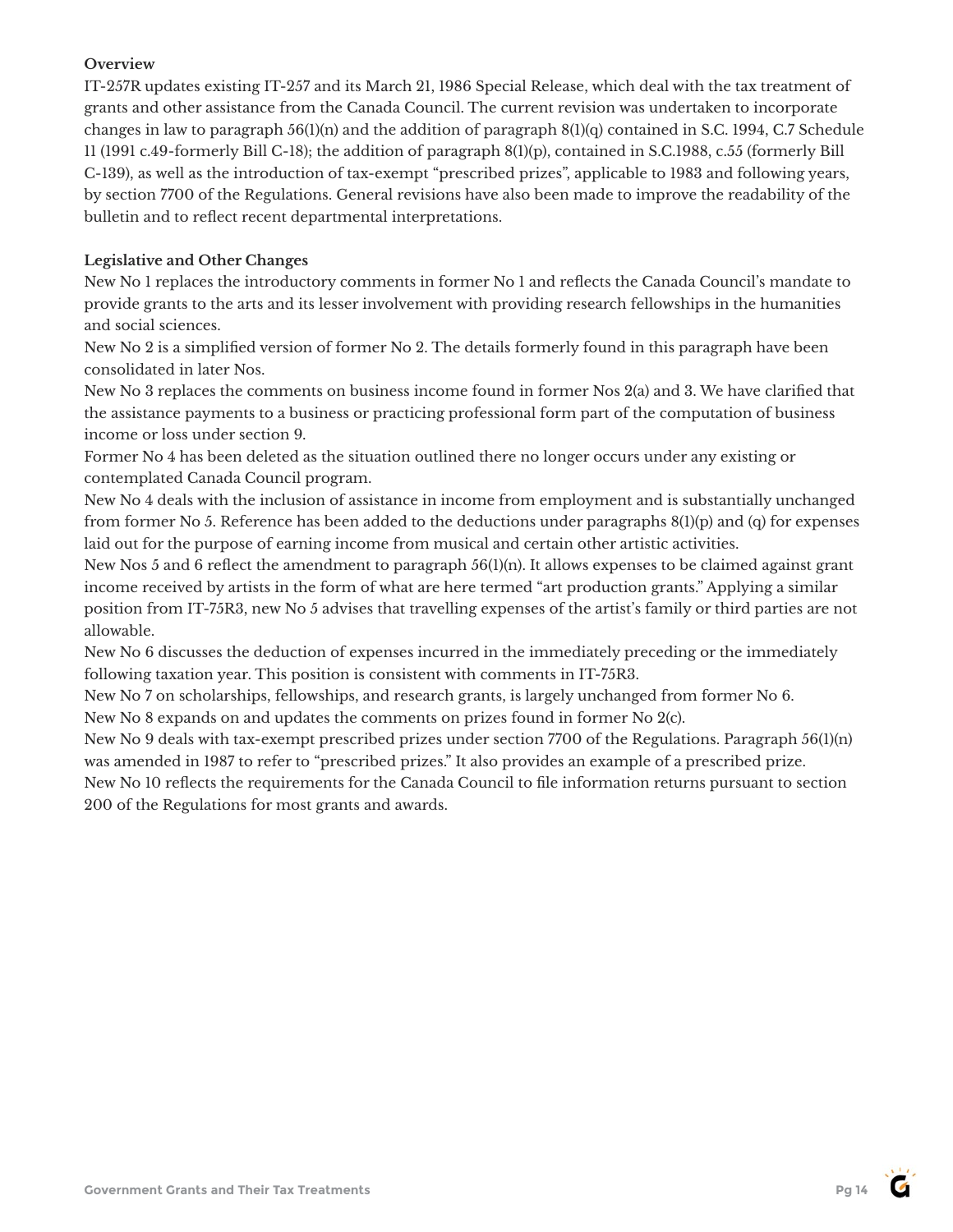**Overview**

IT-257R updates existing IT-257 and its March 21, 1986 Special Release, which deal with the tax treatment of grants and other assistance from the Canada Council. The current revision was undertaken to incorporate changes in law to paragraph 56(1)(n) and the addition of paragraph 8(1)(q) contained in S.C. 1994, C.7 Schedule 11 (1991 c.49-formerly Bill C-18); the addition of paragraph 8(1)(p), contained in S.C.1988, c.55 (formerly Bill C-139), as well as the introduction of tax-exempt "prescribed prizes", applicable to 1983 and following years, by section 7700 of the Regulations. General revisions have also been made to improve the readability of the bulletin and to reflect recent departmental interpretations.

**Legislative and Other Changes**

New No 1 replaces the introductory comments in former No 1 and reflects the Canada Council's mandate to provide grants to the arts and its lesser involvement with providing research fellowships in the humanities and social sciences.

New No 2 is a simplified version of former No 2. The details formerly found in this paragraph have been consolidated in later Nos.

New No 3 replaces the comments on business income found in former Nos 2(a) and 3. We have clarified that the assistance payments to a business or practicing professional form part of the computation of business income or loss under section 9.

Former No 4 has been deleted as the situation outlined there no longer occurs under any existing or contemplated Canada Council program.

New No 4 deals with the inclusion of assistance in income from employment and is substantially unchanged from former No 5. Reference has been added to the deductions under paragraphs 8(1)(p) and (q) for expenses laid out for the purpose of earning income from musical and certain other artistic activities.

New Nos 5 and 6 reflect the amendment to paragraph 56(1)(n). It allows expenses to be claimed against grant income received by artists in the form of what are here termed "art production grants." Applying a similar position from IT-75R3, new No 5 advises that travelling expenses of the artist's family or third parties are not allowable.

New No 6 discusses the deduction of expenses incurred in the immediately preceding or the immediately following taxation year. This position is consistent with comments in IT-75R3.

New No 7 on scholarships, fellowships, and research grants, is largely unchanged from former No 6.

New No 8 expands on and updates the comments on prizes found in former No 2(c).

New No 9 deals with tax-exempt prescribed prizes under section 7700 of the Regulations. Paragraph 56(1)(n) was amended in 1987 to refer to "prescribed prizes." It also provides an example of a prescribed prize.

New No 10 reflects the requirements for the Canada Council to file information returns pursuant to section 200 of the Regulations for most grants and awards.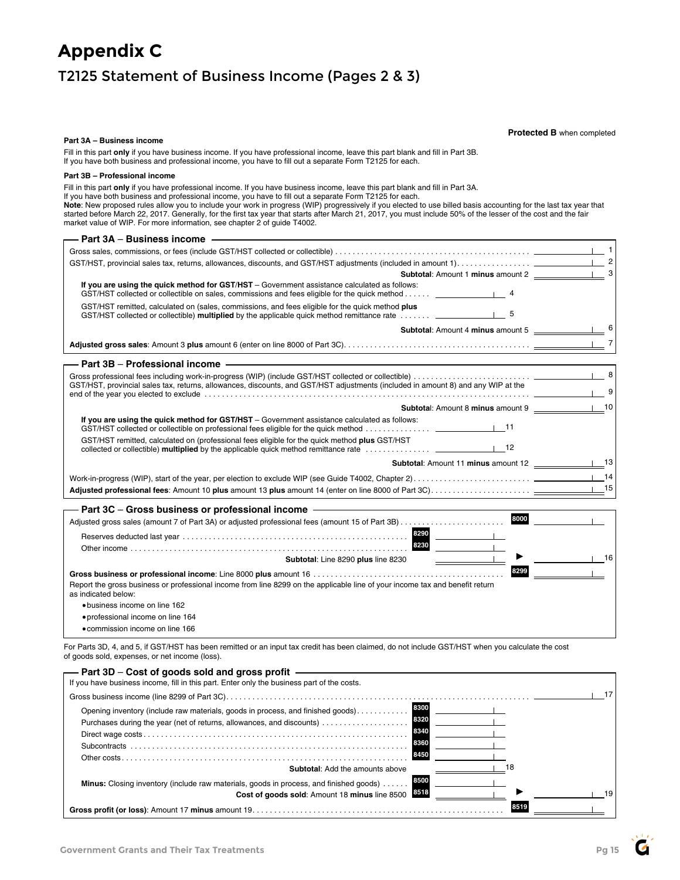# Appendix C

## T2125 Statement of Business Income (Pages 2 & 3)

**Protected B** when completed

**Part 3A – Business income**

Fill in this part **only** if you have business income. If you have professional income, leave this part blank and fill in Part 3B.
If you have both business and professional income, you have to fill out a separate Form T2125 for each.

**Part 3B – Professional income**

Fill in this part **only** if you have professional income. If you have business income, leave this part blank and fill in Part 3A.
If you have both business and professional income, you have to fill out a separate Form T2125 for each.
**Note**: New proposed rules allow you to include your work in progress (WIP) progressively if you elected to use billed basis accounting for the last tax year that started before March 22, 2017. Generally, for the first tax year that starts after March 21, 2017, you must include 50% of the lesser of the cost and the fair market value of WIP. For more information, see chapter 2 of guide T4002.

### Part 3A – Business income

| Description | Line | Amount |
|---|---|---|
| Gross sales, commissions, or fees (include GST/HST collected or collectible) | 1 | |
| GST/HST, provincial sales tax, returns, allowances, discounts, and GST/HST adjustments (included in amount 1) | 2 | |
| **Subtotal**: Amount 1 **minus** amount 2 | 3 | |
| **If you are using the quick method for GST/HST** – Government assistance calculated as follows: GST/HST collected or collectible on sales, commissions and fees eligible for the quick method | 4 | |
| GST/HST remitted, calculated on (sales, commissions, and fees eligible for the quick method **plus** GST/HST collected or collectible) **multiplied** by the applicable quick method remittance rate | 5 | |
| **Subtotal**: Amount 4 **minus** amount 5 | 6 | |
| **Adjusted gross sales**: Amount 3 **plus** amount 6 (enter on line 8000 of Part 3C) | 7 | |

### Part 3B – Professional income

| Description | Line | Amount |
|---|---|---|
| Gross professional fees including work-in-progress (WIP) (include GST/HST collected or collectible) | 8 | |
| GST/HST, provincial sales tax, returns, allowances, discounts, and GST/HST adjustments (included in amount 8) and any WIP at the end of the year you elected to exclude | 9 | |
| **Subtotal**: Amount 8 **minus** amount 9 | 10 | |
| **If you are using the quick method for GST/HST** – Government assistance calculated as follows: GST/HST collected or collectible on professional fees eligible for the quick method | 11 | |
| GST/HST remitted, calculated on (professional fees eligible for the quick method **plus** GST/HST collected or collectible) **multiplied** by the applicable quick method remittance rate | 12 | |
| **Subtotal**: Amount 11 **minus** amount 12 | 13 | |
| Work-in-progress (WIP), start of the year, per election to exclude WIP (see Guide T4002, Chapter 2) | 14 | |
| **Adjusted professional fees**: Amount 10 **plus** amount 13 **plus** amount 14 (enter on line 8000 of Part 3C) | 15 | |

### Part 3C – Gross business or professional income

| Description | Line | Amount |
|---|---|---|
| Adjusted gross sales (amount 7 of Part 3A) or adjusted professional fees (amount 15 of Part 3B) | 8000 | |
| Reserves deducted last year | 8290 | |
| Other income | 8230 | |
| **Subtotal**: Line 8290 **plus** line 8230 | 16 | |
| **Gross business or professional income**: Line 8000 **plus** amount 16 | 8299 | |

Report the gross business or professional income from line 8299 on the applicable line of your income tax and benefit return as indicated below:

- business income on line 162
- professional income on line 164
- commission income on line 166

For Parts 3D, 4, and 5, if GST/HST has been remitted or an input tax credit has been claimed, do not include GST/HST when you calculate the cost of goods sold, expenses, or net income (loss).

### Part 3D – Cost of goods sold and gross profit

If you have business income, fill in this part. Enter only the business part of the costs.

| Description | Line | Amount |
|---|---|---|
| Gross business income (line 8299 of Part 3C) | 17 | |
| Opening inventory (include raw materials, goods in process, and finished goods) | 8300 | |
| Purchases during the year (net of returns, allowances, and discounts) | 8320 | |
| Direct wage costs | 8340 | |
| Subcontracts | 8360 | |
| Other costs | 8450 | |
| **Subtotal**: Add the amounts above | 18 | |
| **Minus:** Closing inventory (include raw materials, goods in process, and finished goods) | 8500 | |
| **Cost of goods sold**: Amount 18 **minus** line 8500 | 8518 / 19 | |
| **Gross profit (or loss)**: Amount 17 **minus** amount 19 | 8519 | |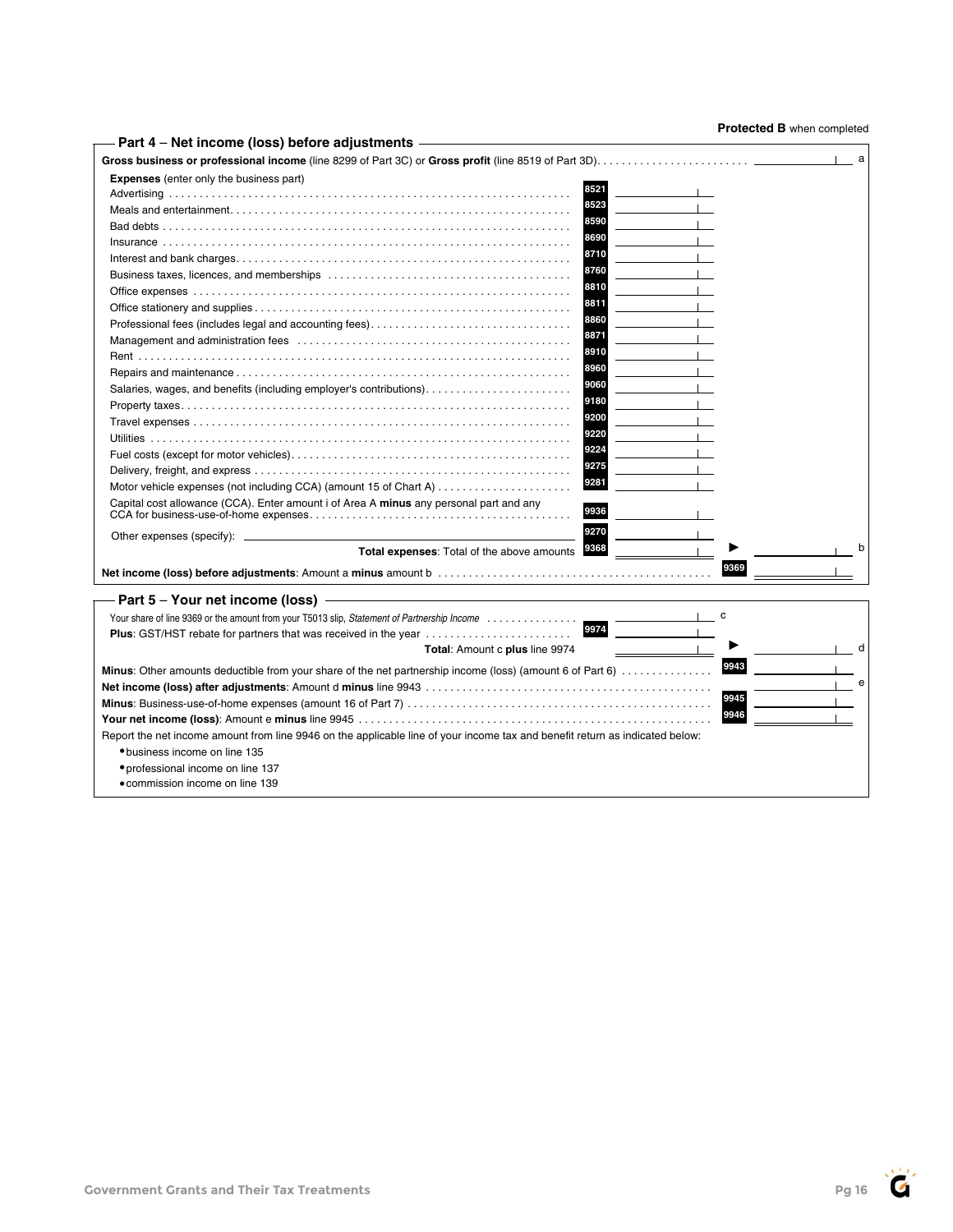**Protected B** when completed

## Part 4 – Net income (loss) before adjustments

**Gross business or professional income** (line 8299 of Part 3C) or **Gross profit** (line 8519 of Part 3D) .......... a

**Expenses** (enter only the business part)

| Expense | Line | Amount | | |
|---|---|---|---|---|
| Advertising | 8521 | | | |
| Meals and entertainment | 8523 | | | |
| Bad debts | 8590 | | | |
| Insurance | 8690 | | | |
| Interest and bank charges | 8710 | | | |
| Business taxes, licences, and memberships | 8760 | | | |
| Office expenses | 8810 | | | |
| Office stationery and supplies | 8811 | | | |
| Professional fees (includes legal and accounting fees) | 8860 | | | |
| Management and administration fees | 8871 | | | |
| Rent | 8910 | | | |
| Repairs and maintenance | 8960 | | | |
| Salaries, wages, and benefits (including employer's contributions) | 9060 | | | |
| Property taxes | 9180 | | | |
| Travel expenses | 9200 | | | |
| Utilities | 9220 | | | |
| Fuel costs (except for motor vehicles) | 9224 | | | |
| Delivery, freight, and express | 9275 | | | |
| Motor vehicle expenses (not including CCA) (amount 15 of Chart A) | 9281 | | | |
| Capital cost allowance (CCA). Enter amount i of Area A **minus** any personal part and any CCA for business-use-of-home expenses | 9936 | | | |
| Other expenses (specify): | 9270 | | | |
| **Total expenses**: Total of the above amounts | 9368 | | ► | b |
| **Net income (loss) before adjustments**: Amount a **minus** amount b | | | 9369 | |

## Part 5 – Your net income (loss)

| Item | Line | Amount | | |
|---|---|---|---|---|
| Your share of line 9369 or the amount from your T5013 slip, *Statement of Partnership Income* | | c | | |
| **Plus**: GST/HST rebate for partners that was received in the year | 9974 | | | |
| **Total**: Amount c **plus** line 9974 | | | ► | d |
| **Minus**: Other amounts deductible from your share of the net partnership income (loss) (amount 6 of Part 6) | | | 9943 | |
| **Net income (loss) after adjustments**: Amount d **minus** line 9943 | | | | e |
| **Minus**: Business-use-of-home expenses (amount 16 of Part 7) | | | 9945 | |
| **Your net income (loss)**: Amount e **minus** line 9945 | | | 9946 | |

Report the net income amount from line 9946 on the applicable line of your income tax and benefit return as indicated below:

- business income on line 135
- professional income on line 137
- commission income on line 139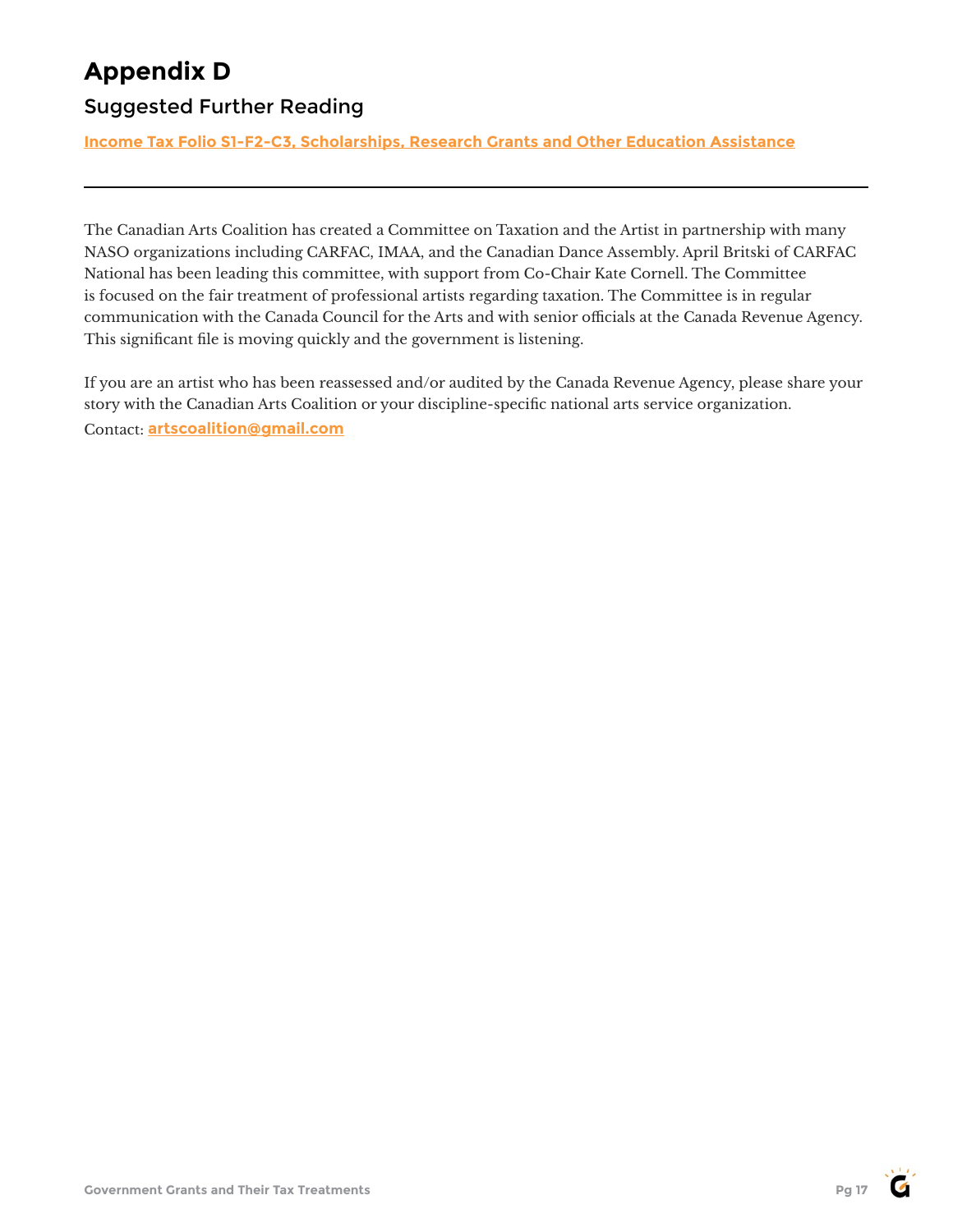# Appendix D

## Suggested Further Reading

**Income Tax Folio S1-F2-C3, Scholarships, Research Grants and Other Education Assistance**

---

The Canadian Arts Coalition has created a Committee on Taxation and the Artist in partnership with many NASO organizations including CARFAC, IMAA, and the Canadian Dance Assembly. April Britski of CARFAC National has been leading this committee, with support from Co-Chair Kate Cornell. The Committee is focused on the fair treatment of professional artists regarding taxation. The Committee is in regular communication with the Canada Council for the Arts and with senior officials at the Canada Revenue Agency. This significant file is moving quickly and the government is listening.

If you are an artist who has been reassessed and/or audited by the Canada Revenue Agency, please share your story with the Canadian Arts Coalition or your discipline-specific national arts service organization.
Contact: **artscoalition@gmail.com**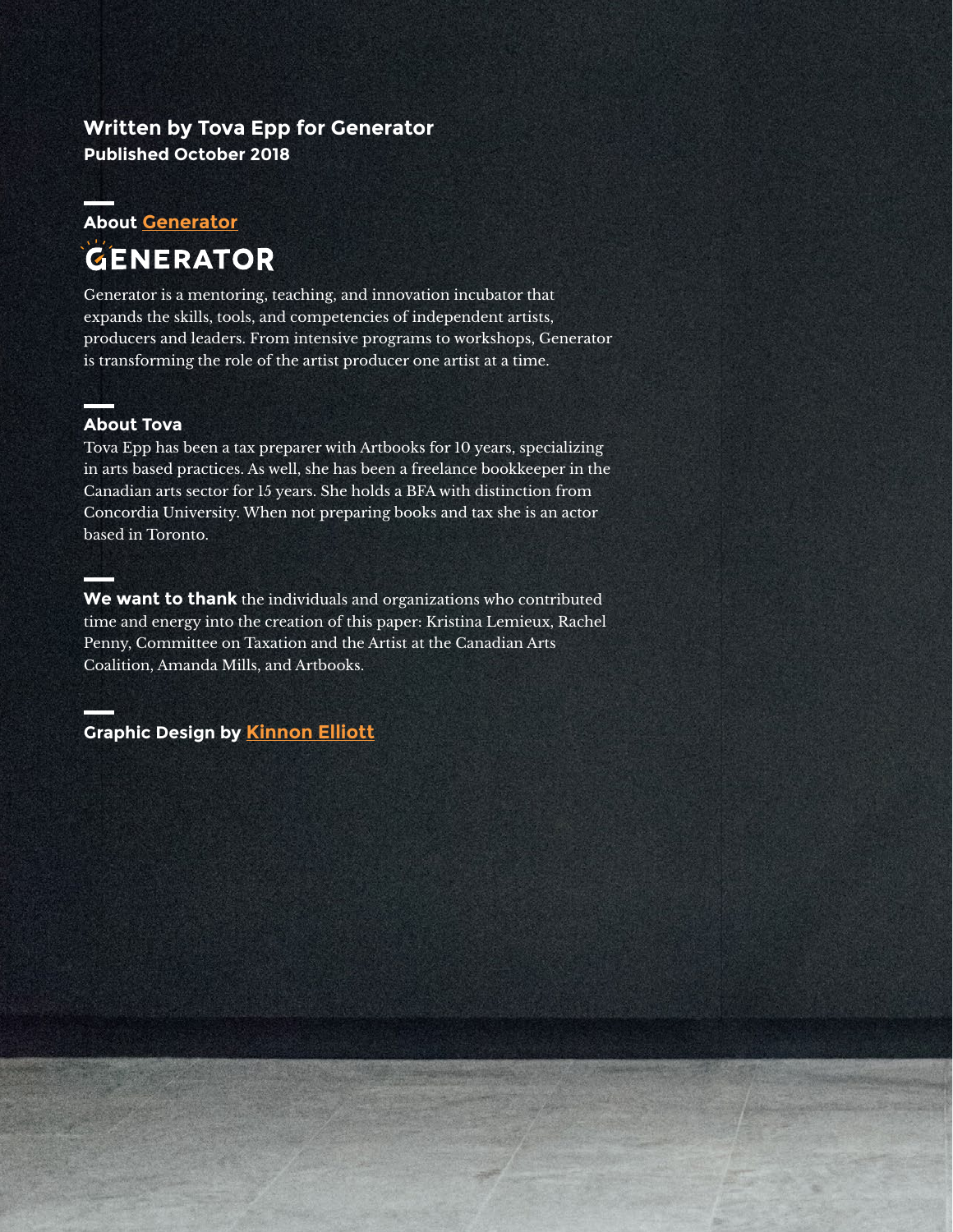**Written by Tova Epp for Generator**
**Published October 2018**

## About Generator

GENERATOR

Generator is a mentoring, teaching, and innovation incubator that expands the skills, tools, and competencies of independent artists, producers and leaders. From intensive programs to workshops, Generator is transforming the role of the artist producer one artist at a time.

## About Tova

Tova Epp has been a tax preparer with Artbooks for 10 years, specializing in arts based practices. As well, she has been a freelance bookkeeper in the Canadian arts sector for 15 years. She holds a BFA with distinction from Concordia University. When not preparing books and tax she is an actor based in Toronto.

**We want to thank** the individuals and organizations who contributed time and energy into the creation of this paper: Kristina Lemieux, Rachel Penny, Committee on Taxation and the Artist at the Canadian Arts Coalition, Amanda Mills, and Artbooks.

**Graphic Design by Kinnon Elliott**